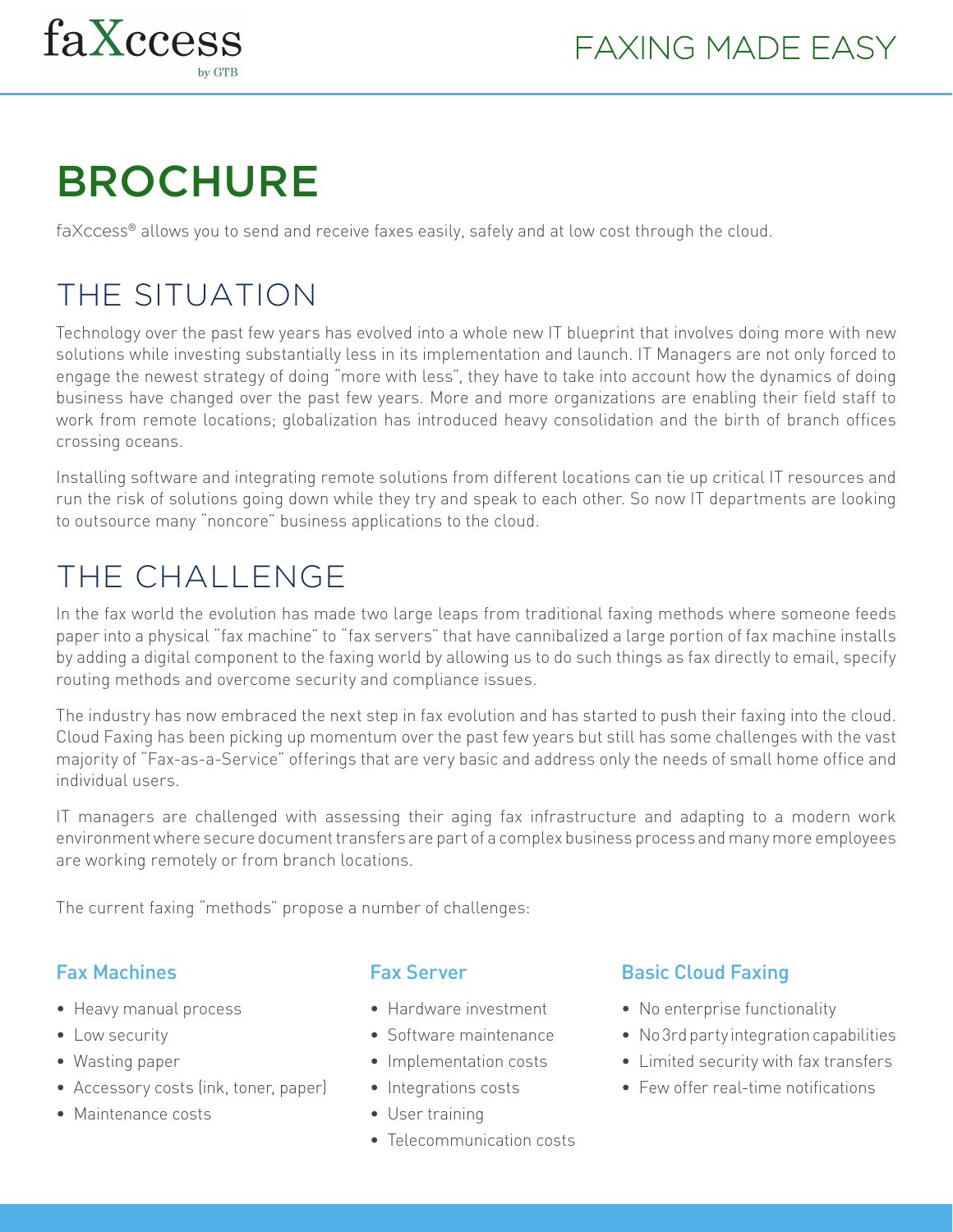faXccess by GTB

FAXING MADE EASY

# BROCHURE

faXccess® allows you to send and receive faxes easily, safely and at low cost through the cloud.

## THE SITUATION

Technology over the past few years has evolved into a whole new IT blueprint that involves doing more with new solutions while investing substantially less in its implementation and launch. IT Managers are not only forced to engage the newest strategy of doing "more with less", they have to take into account how the dynamics of doing business have changed over the past few years. More and more organizations are enabling their field staff to work from remote locations; globalization has introduced heavy consolidation and the birth of branch offices crossing oceans.

Installing software and integrating remote solutions from different locations can tie up critical IT resources and run the risk of solutions going down while they try and speak to each other. So now IT departments are looking to outsource many "noncore" business applications to the cloud.

## THE CHALLENGE

In the fax world the evolution has made two large leaps from traditional faxing methods where someone feeds paper into a physical "fax machine" to "fax servers" that have cannibalized a large portion of fax machine installs by adding a digital component to the faxing world by allowing us to do such things as fax directly to email, specify routing methods and overcome security and compliance issues.

The industry has now embraced the next step in fax evolution and has started to push their faxing into the cloud. Cloud Faxing has been picking up momentum over the past few years but still has some challenges with the vast majority of "Fax-as-a-Service" offerings that are very basic and address only the needs of small home office and individual users.

IT managers are challenged with assessing their aging fax infrastructure and adapting to a modern work environment where secure document transfers are part of a complex business process and many more employees are working remotely or from branch locations.

The current faxing "methods" propose a number of challenges:

### Fax Machines

- Heavy manual process
- Low security
- Wasting paper
- Accessory costs (ink, toner, paper)
- Maintenance costs

### Fax Server

- Hardware investment
- Software maintenance
- Implementation costs
- Integrations costs
- User training
- Telecommunication costs

### Basic Cloud Faxing

- No enterprise functionality
- No 3rd party integration capabilities
- Limited security with fax transfers
- Few offer real-time notifications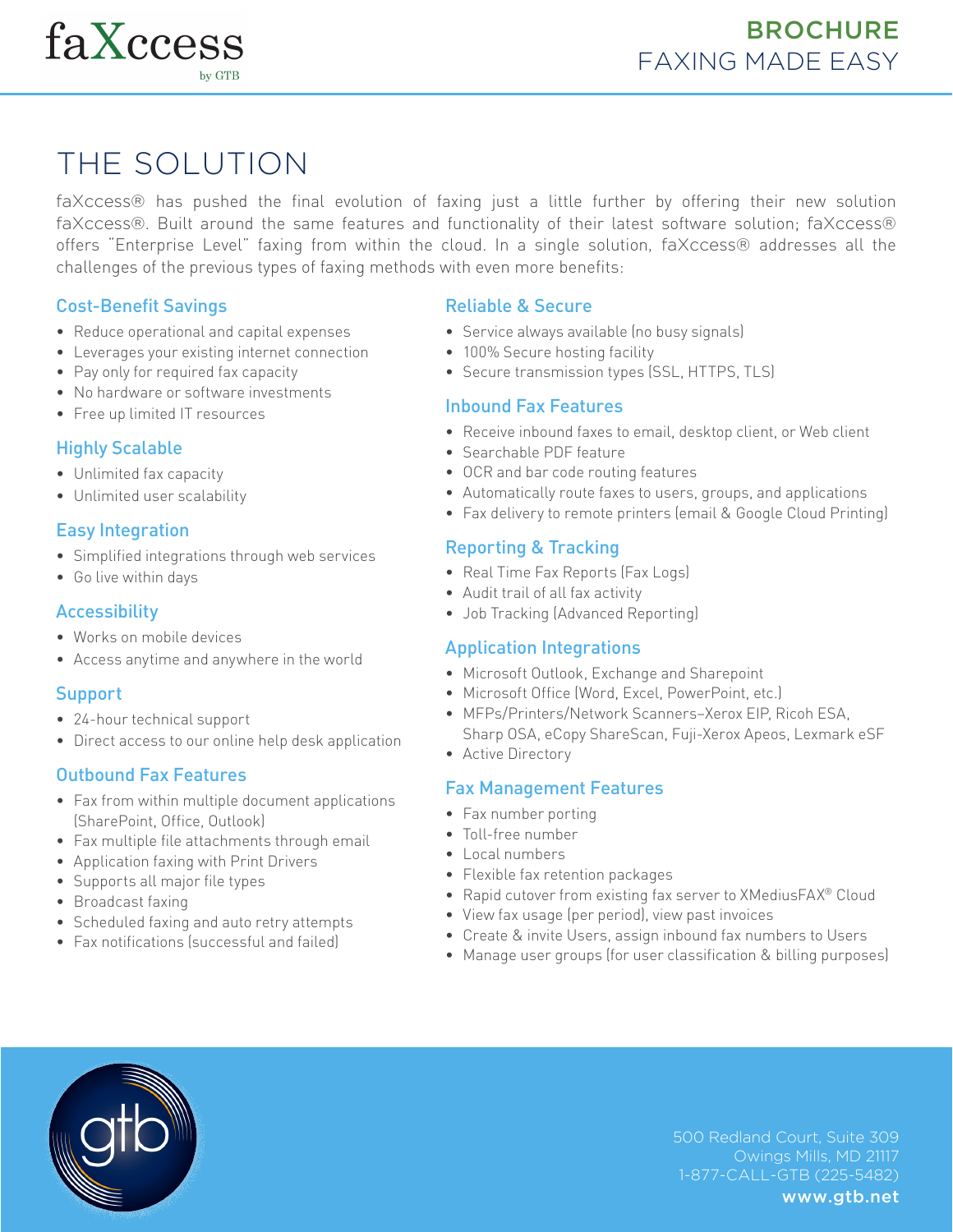faXccess by GTB

**BROCHURE**
FAXING MADE EASY

# THE SOLUTION

faXccess® has pushed the final evolution of faxing just a little further by offering their new solution faXccess®. Built around the same features and functionality of their latest software solution; faXccess® offers "Enterprise Level" faxing from within the cloud. In a single solution, faXccess® addresses all the challenges of the previous types of faxing methods with even more benefits:

### Cost-Benefit Savings

- Reduce operational and capital expenses
- Leverages your existing internet connection
- Pay only for required fax capacity
- No hardware or software investments
- Free up limited IT resources

### Highly Scalable

- Unlimited fax capacity
- Unlimited user scalability

### Easy Integration

- Simplified integrations through web services
- Go live within days

### Accessibility

- Works on mobile devices
- Access anytime and anywhere in the world

### Support

- 24-hour technical support
- Direct access to our online help desk application

### Outbound Fax Features

- Fax from within multiple document applications (SharePoint, Office, Outlook)
- Fax multiple file attachments through email
- Application faxing with Print Drivers
- Supports all major file types
- Broadcast faxing
- Scheduled faxing and auto retry attempts
- Fax notifications (successful and failed)

### Reliable & Secure

- Service always available (no busy signals)
- 100% Secure hosting facility
- Secure transmission types (SSL, HTTPS, TLS)

### Inbound Fax Features

- Receive inbound faxes to email, desktop client, or Web client
- Searchable PDF feature
- OCR and bar code routing features
- Automatically route faxes to users, groups, and applications
- Fax delivery to remote printers (email & Google Cloud Printing)

### Reporting & Tracking

- Real Time Fax Reports (Fax Logs)
- Audit trail of all fax activity
- Job Tracking (Advanced Reporting)

### Application Integrations

- Microsoft Outlook, Exchange and Sharepoint
- Microsoft Office (Word, Excel, PowerPoint, etc.)
- MFPs/Printers/Network Scanners–Xerox EIP, Ricoh ESA, Sharp OSA, eCopy ShareScan, Fuji-Xerox Apeos, Lexmark eSF
- Active Directory

### Fax Management Features

- Fax number porting
- Toll-free number
- Local numbers
- Flexible fax retention packages
- Rapid cutover from existing fax server to XMediusFAX® Cloud
- View fax usage (per period), view past invoices
- Create & invite Users, assign inbound fax numbers to Users
- Manage user groups (for user classification & billing purposes)

500 Redland Court, Suite 309
Owings Mills, MD 21117
1-877-CALL-GTB (225-5482)
**www.gtb.net**